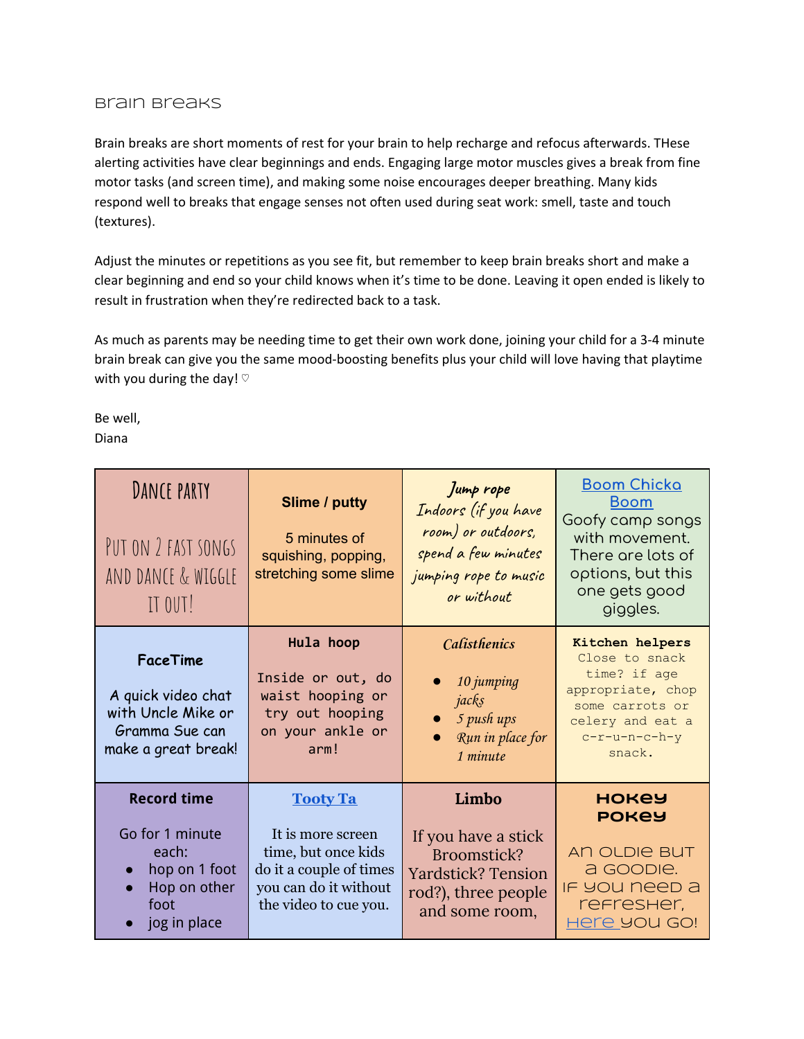# Brain Breaks

Brain breaks are short moments of rest for your brain to help recharge and refocus afterwards. THese alerting activities have clear beginnings and ends. Engaging large motor muscles gives a break from fine motor tasks (and screen time), and making some noise encourages deeper breathing. Many kids respond well to breaks that engage senses not often used during seat work: smell, taste and touch (textures).

Adjust the minutes or repetitions as you see fit, but remember to keep brain breaks short and make a clear beginning and end so your child knows when it's time to be done. Leaving it open ended is likely to result in frustration when they're redirected back to a task.

As much as parents may be needing time to get their own work done, joining your child for a 3-4 minute brain break can give you the same mood-boosting benefits plus your child will love having that playtime with you during the day! ♡

Be well,
Diana

| | | | |
|---|---|---|---|
| **Dance party**<br><br>Put on 2 fast songs and dance & wiggle it out! | **Slime / putty**<br><br>5 minutes of squishing, popping, stretching some slime | ***Jump rope***<br>Indoors (if you have room) or outdoors, spend a few minutes jumping rope to music or without | **Boom Chicka Boom**<br>Goofy camp songs with movement. There are lots of options, but this one gets good giggles. |
| **FaceTime**<br><br>A quick video chat with Uncle Mike or Gramma Sue can make a great break! | **Hula hoop**<br><br>Inside or out, do waist hooping or try out hooping on your ankle or arm! | *Calisthenics*<br><br>• *10 jumping jacks*<br>• *5 push ups*<br>• *Run in place for 1 minute* | **Kitchen helpers**<br>Close to snack time? if age appropriate, chop some carrots or celery and eat a c-r-u-n-c-h-y snack. |
| **Record time**<br><br>Go for 1 minute each:<br>• hop on 1 foot<br>• Hop on other foot<br>• jog in place | **Tooty Ta**<br><br>It is more screen time, but once kids do it a couple of times you can do it without the video to cue you. | **Limbo**<br><br>If you have a stick Broomstick? Yardstick? Tension rod?), three people and some room, | **Hokey Pokey**<br><br>An oldie but a goodie. If you need a refresher, here you go! |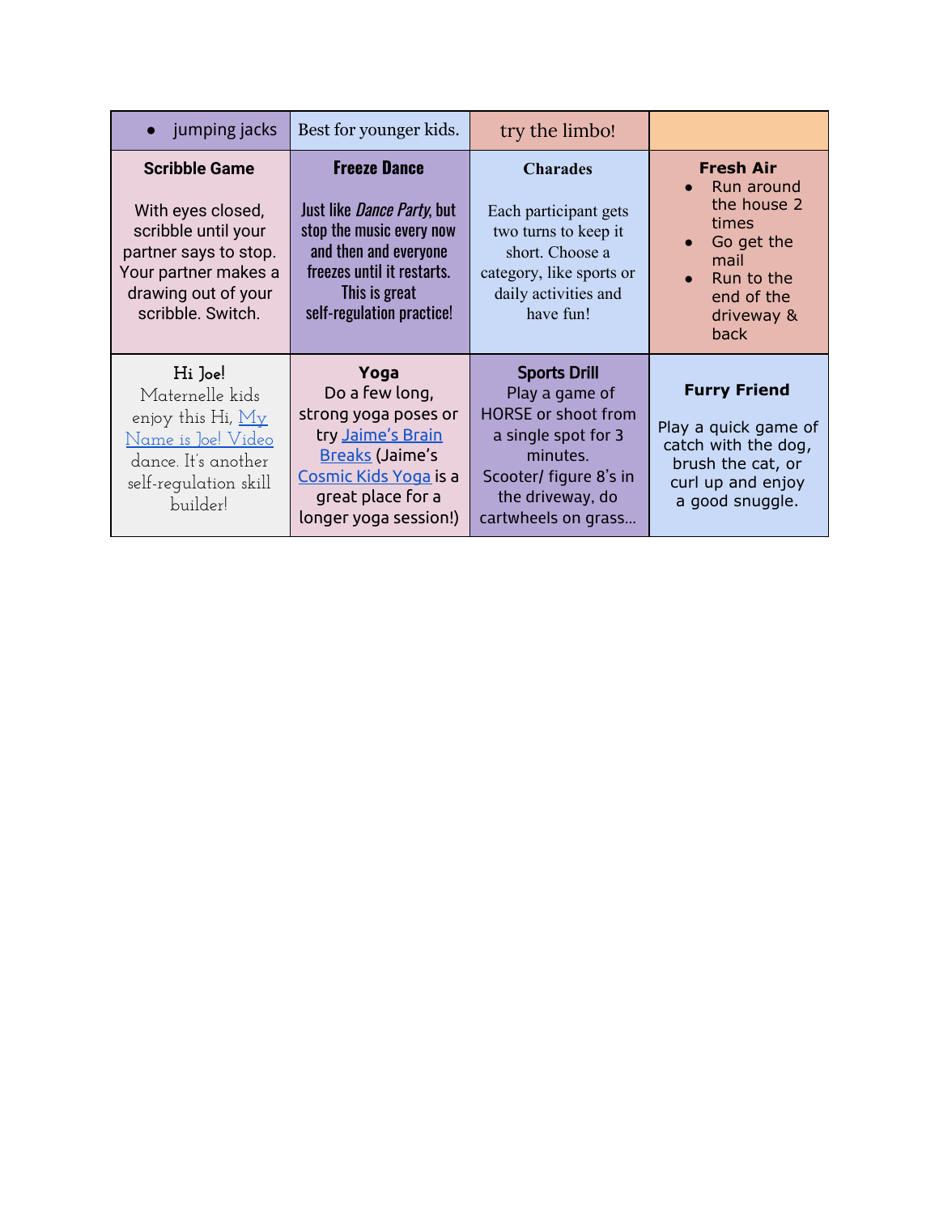| | | | |
|---|---|---|---|
| • jumping jacks | Best for younger kids. | try the limbo! | |
| **Scribble Game**<br><br>With eyes closed, scribble until your partner says to stop. Your partner makes a drawing out of your scribble. Switch. | **Freeze Dance**<br><br>Just like *Dance Party*, but stop the music every now and then and everyone freezes until it restarts. This is great self-regulation practice! | **Charades**<br><br>Each participant gets two turns to keep it short. Choose a category, like sports or daily activities and have fun! | **Fresh Air**<br>• Run around the house 2 times<br>• Go get the mail<br>• Run to the end of the driveway & back |
| **Hi Joe!**<br>Maternelle kids enjoy this Hi, My Name is Joe! Video dance. It's another self-regulation skill builder! | **Yoga**<br>Do a few long, strong yoga poses or try Jaime's Brain Breaks (Jaime's Cosmic Kids Yoga is a great place for a longer yoga session!) | **Sports Drill**<br>Play a game of HORSE or shoot from a single spot for 3 minutes. Scooter/ figure 8's in the driveway, do cartwheels on grass... | **Furry Friend**<br><br>Play a quick game of catch with the dog, brush the cat, or curl up and enjoy a good snuggle. |